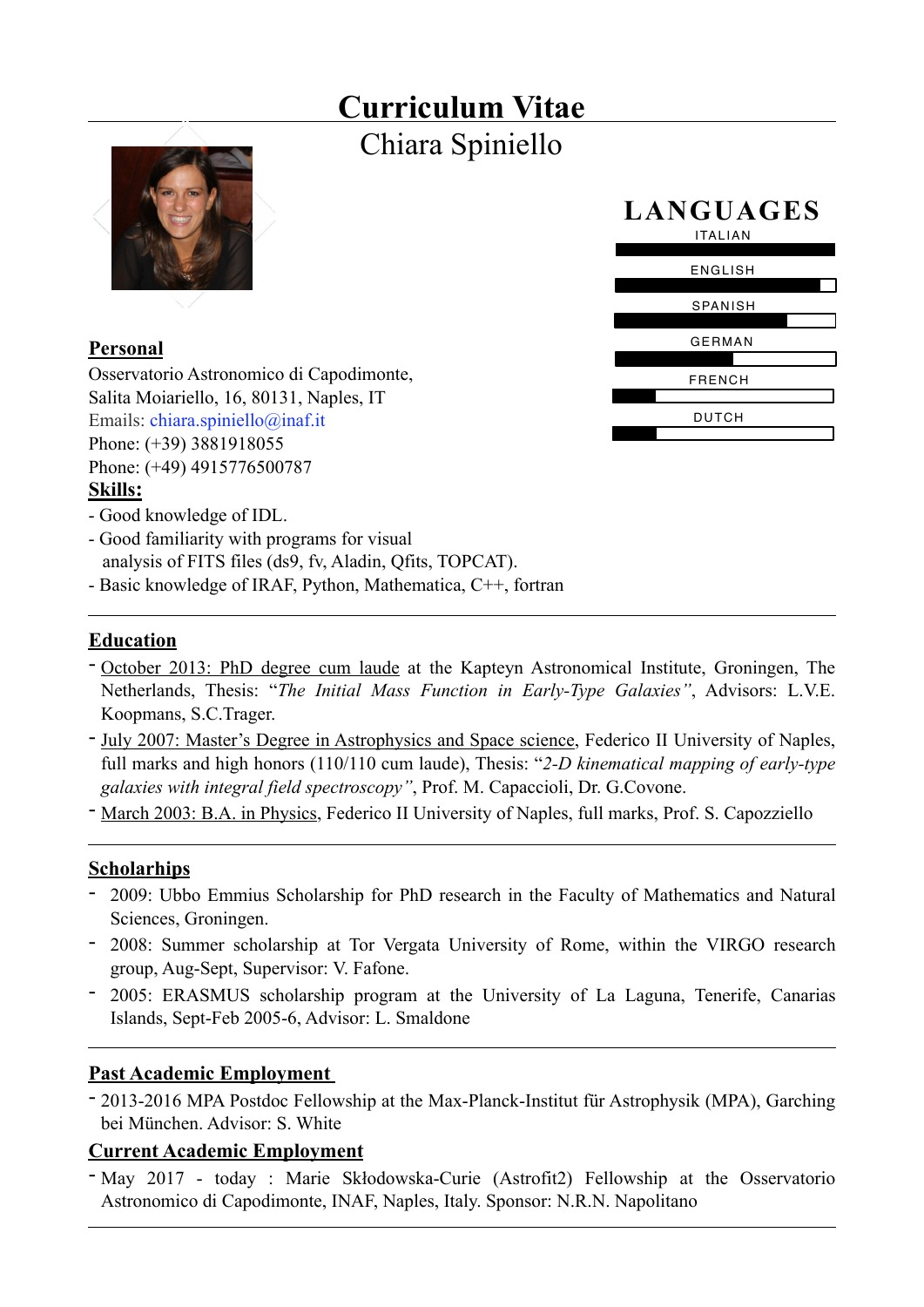# Curriculum Vitae

## Chiara Spiniello

### LANGUAGES

ITALIAN

ENGLISH

SPANISH

GERMAN

FRENCH

DUTCH

**Personal**

Osservatorio Astronomico di Capodimonte,
Salita Moiariello, 16, 80131, Naples, IT
Emails: chiara.spiniello@inaf.it
Phone: (+39) 3881918055
Phone: (+49) 4915776500787

**Skills:**

- Good knowledge of IDL.
- Good familiarity with programs for visual analysis of FITS files (ds9, fv, Aladin, Qfits, TOPCAT).
- Basic knowledge of IRAF, Python, Mathematica, C++, fortran

**Education**

- October 2013: PhD degree cum laude at the Kapteyn Astronomical Institute, Groningen, The Netherlands, Thesis: "*The Initial Mass Function in Early-Type Galaxies*", Advisors: L.V.E. Koopmans, S.C.Trager.
- July 2007: Master's Degree in Astrophysics and Space science, Federico II University of Naples, full marks and high honors (110/110 cum laude), Thesis: "*2-D kinematical mapping of early-type galaxies with integral field spectroscopy*", Prof. M. Capaccioli, Dr. G.Covone.
- March 2003: B.A. in Physics, Federico II University of Naples, full marks, Prof. S. Capozziello

**Scholarhips**

- 2009: Ubbo Emmius Scholarship for PhD research in the Faculty of Mathematics and Natural Sciences, Groningen.
- 2008: Summer scholarship at Tor Vergata University of Rome, within the VIRGO research group, Aug-Sept, Supervisor: V. Fafone.
- 2005: ERASMUS scholarship program at the University of La Laguna, Tenerife, Canarias Islands, Sept-Feb 2005-6, Advisor: L. Smaldone

**Past Academic Employment**

- 2013-2016 MPA Postdoc Fellowship at the Max-Planck-Institut für Astrophysik (MPA), Garching bei München. Advisor: S. White

**Current Academic Employment**

- May 2017 - today : Marie Skłodowska-Curie (Astrofit2) Fellowship at the Osservatorio Astronomico di Capodimonte, INAF, Naples, Italy. Sponsor: N.R.N. Napolitano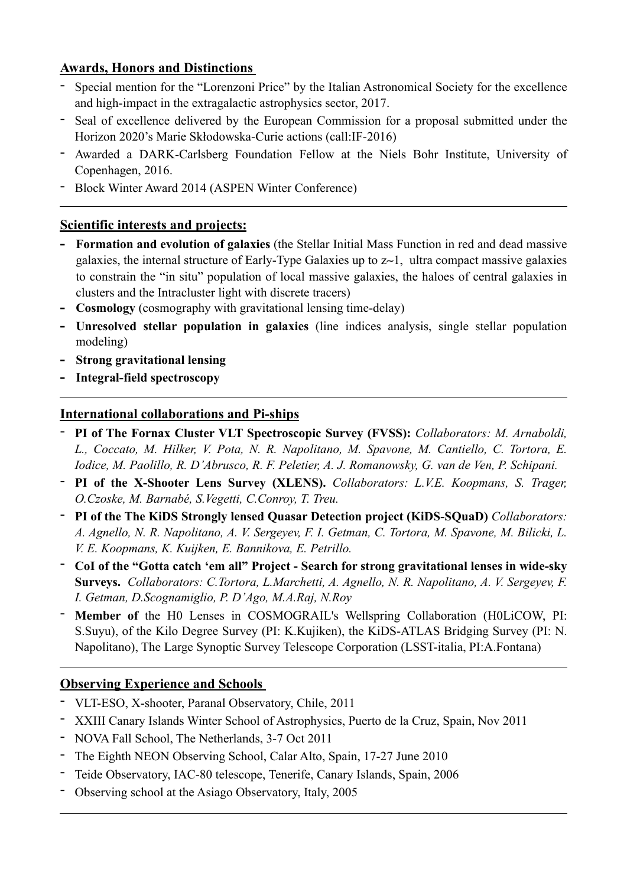## Awards, Honors and Distinctions

- Special mention for the "Lorenzoni Price" by the Italian Astronomical Society for the excellence and high-impact in the extragalactic astrophysics sector, 2017.
- Seal of excellence delivered by the European Commission for a proposal submitted under the Horizon 2020's Marie Skłodowska-Curie actions (call:IF-2016)
- Awarded a DARK-Carlsberg Foundation Fellow at the Niels Bohr Institute, University of Copenhagen, 2016.
- Block Winter Award 2014 (ASPEN Winter Conference)

---

## Scientific interests and projects:

- **Formation and evolution of galaxies** (the Stellar Initial Mass Function in red and dead massive galaxies, the internal structure of Early-Type Galaxies up to z~1, ultra compact massive galaxies to constrain the "in situ" population of local massive galaxies, the haloes of central galaxies in clusters and the Intracluster light with discrete tracers)
- **Cosmology** (cosmography with gravitational lensing time-delay)
- **Unresolved stellar population in galaxies** (line indices analysis, single stellar population modeling)
- **Strong gravitational lensing**
- **Integral-field spectroscopy**

---

## International collaborations and Pi-ships

- **PI of The Fornax Cluster VLT Spectroscopic Survey (FVSS):** *Collaborators: M. Arnaboldi, L., Coccato, M. Hilker, V. Pota, N. R. Napolitano, M. Spavone, M. Cantiello, C. Tortora, E. Iodice, M. Paolillo, R. D'Abrusco, R. F. Peletier, A. J. Romanowsky, G. van de Ven, P. Schipani.*
- **PI of the X-Shooter Lens Survey (XLENS).** *Collaborators: L.V.E. Koopmans, S. Trager, O.Czoske, M. Barnabé, S.Vegetti, C.Conroy, T. Treu.*
- **PI of the The KiDS Strongly lensed Quasar Detection project (KiDS-SQuaD)** *Collaborators: A. Agnello, N. R. Napolitano, A. V. Sergeyev, F. I. Getman, C. Tortora, M. Spavone, M. Bilicki, L. V. E. Koopmans, K. Kuijken, E. Bannikova, E. Petrillo.*
- **CoI of the "Gotta catch 'em all" Project - Search for strong gravitational lenses in wide-sky Surveys.** *Collaborators: C.Tortora, L.Marchetti, A. Agnello, N. R. Napolitano, A. V. Sergeyev, F. I. Getman, D.Scognamiglio, P. D'Ago, M.A.Raj, N.Roy*
- **Member of** the H0 Lenses in COSMOGRAIL's Wellspring Collaboration (H0LiCOW, PI: S.Suyu), of the Kilo Degree Survey (PI: K.Kujiken), the KiDS-ATLAS Bridging Survey (PI: N. Napolitano), The Large Synoptic Survey Telescope Corporation (LSST-italia, PI:A.Fontana)

---

## Observing Experience and Schools

- VLT-ESO, X-shooter, Paranal Observatory, Chile, 2011
- XXIII Canary Islands Winter School of Astrophysics, Puerto de la Cruz, Spain, Nov 2011
- NOVA Fall School, The Netherlands, 3-7 Oct 2011
- The Eighth NEON Observing School, Calar Alto, Spain, 17-27 June 2010
- Teide Observatory, IAC-80 telescope, Tenerife, Canary Islands, Spain, 2006
- Observing school at the Asiago Observatory, Italy, 2005

---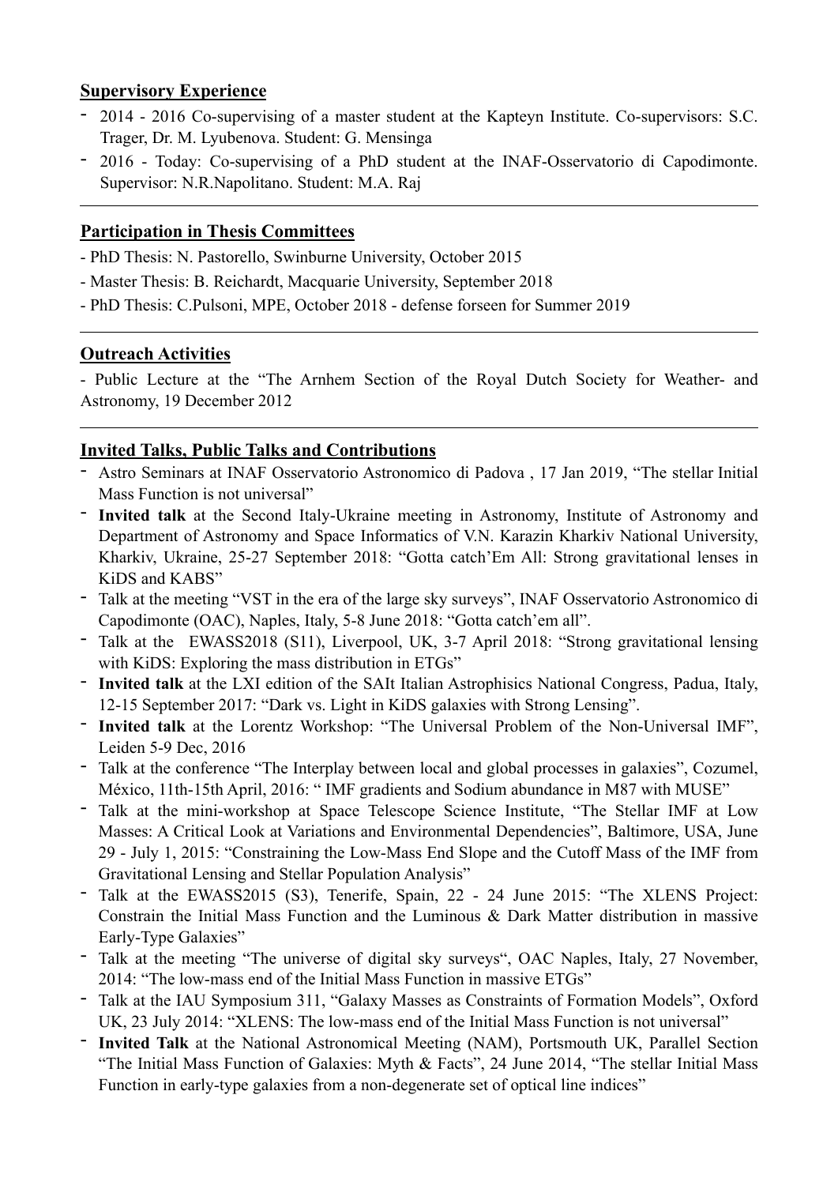## Supervisory Experience

- 2014 - 2016 Co-supervising of a master student at the Kapteyn Institute. Co-supervisors: S.C. Trager, Dr. M. Lyubenova. Student: G. Mensinga
- 2016 - Today: Co-supervising of a PhD student at the INAF-Osservatorio di Capodimonte. Supervisor: N.R.Napolitano. Student: M.A. Raj

---

## Participation in Thesis Committees

- PhD Thesis: N. Pastorello, Swinburne University, October 2015
- Master Thesis: B. Reichardt, Macquarie University, September 2018
- PhD Thesis: C.Pulsoni, MPE, October 2018 - defense forseen for Summer 2019

---

## Outreach Activities

- Public Lecture at the "The Arnhem Section of the Royal Dutch Society for Weather- and Astronomy, 19 December 2012

---

## Invited Talks, Public Talks and Contributions

- Astro Seminars at INAF Osservatorio Astronomico di Padova , 17 Jan 2019, "The stellar Initial Mass Function is not universal"
- **Invited talk** at the Second Italy-Ukraine meeting in Astronomy, Institute of Astronomy and Department of Astronomy and Space Informatics of V.N. Karazin Kharkiv National University, Kharkiv, Ukraine, 25-27 September 2018: "Gotta catch'Em All: Strong gravitational lenses in KiDS and KABS"
- Talk at the meeting "VST in the era of the large sky surveys", INAF Osservatorio Astronomico di Capodimonte (OAC), Naples, Italy, 5-8 June 2018: "Gotta catch'em all".
- Talk at the EWASS2018 (S11), Liverpool, UK, 3-7 April 2018: "Strong gravitational lensing with KiDS: Exploring the mass distribution in ETGs"
- **Invited talk** at the LXI edition of the SAIt Italian Astrophisics National Congress, Padua, Italy, 12-15 September 2017: "Dark vs. Light in KiDS galaxies with Strong Lensing".
- **Invited talk** at the Lorentz Workshop: "The Universal Problem of the Non-Universal IMF", Leiden 5-9 Dec, 2016
- Talk at the conference "The Interplay between local and global processes in galaxies", Cozumel, México, 11th-15th April, 2016: " IMF gradients and Sodium abundance in M87 with MUSE"
- Talk at the mini-workshop at Space Telescope Science Institute, "The Stellar IMF at Low Masses: A Critical Look at Variations and Environmental Dependencies", Baltimore, USA, June 29 - July 1, 2015: "Constraining the Low-Mass End Slope and the Cutoff Mass of the IMF from Gravitational Lensing and Stellar Population Analysis"
- Talk at the EWASS2015 (S3), Tenerife, Spain, 22 - 24 June 2015: "The XLENS Project: Constrain the Initial Mass Function and the Luminous & Dark Matter distribution in massive Early-Type Galaxies"
- Talk at the meeting "The universe of digital sky surveys", OAC Naples, Italy, 27 November, 2014: "The low-mass end of the Initial Mass Function in massive ETGs"
- Talk at the IAU Symposium 311, "Galaxy Masses as Constraints of Formation Models", Oxford UK, 23 July 2014: "XLENS: The low-mass end of the Initial Mass Function is not universal"
- **Invited Talk** at the National Astronomical Meeting (NAM), Portsmouth UK, Parallel Section "The Initial Mass Function of Galaxies: Myth & Facts", 24 June 2014, "The stellar Initial Mass Function in early-type galaxies from a non-degenerate set of optical line indices"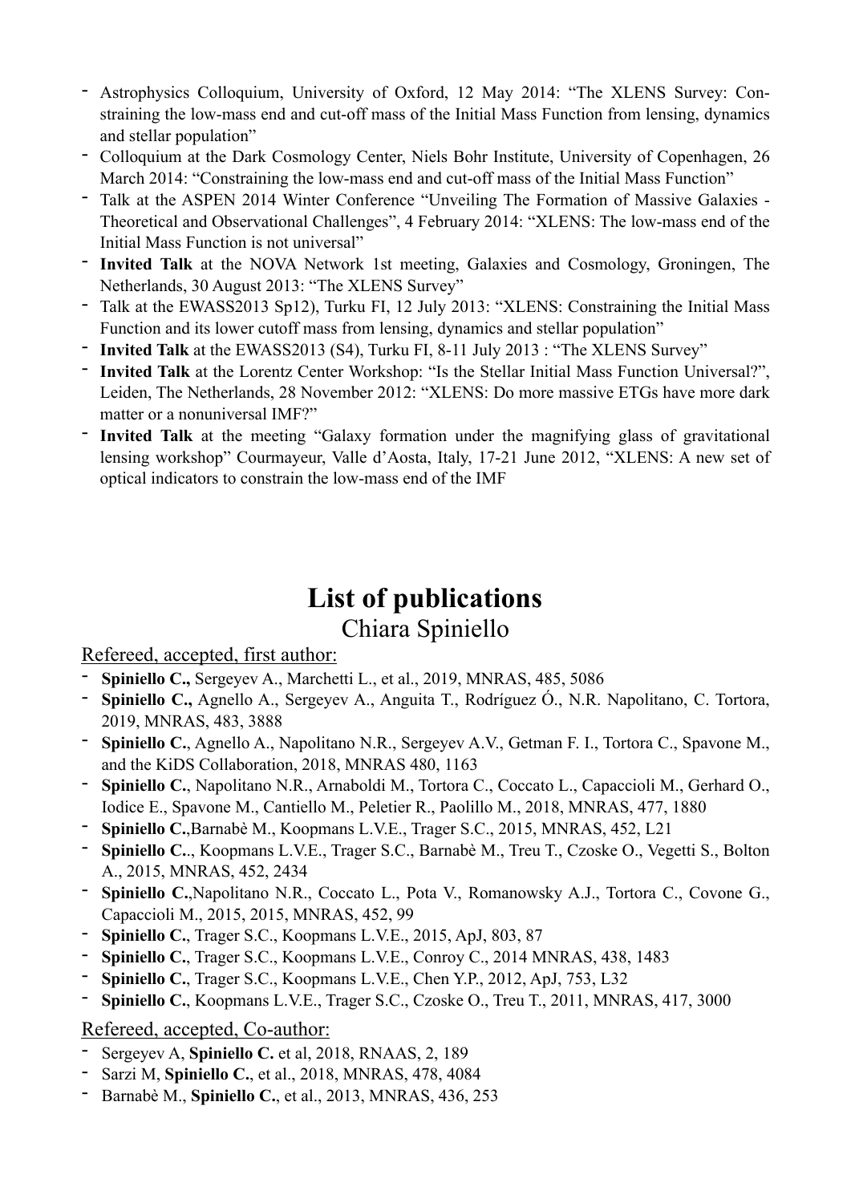- Astrophysics Colloquium, University of Oxford, 12 May 2014: "The XLENS Survey: Constraining the low-mass end and cut-off mass of the Initial Mass Function from lensing, dynamics and stellar population"
- Colloquium at the Dark Cosmology Center, Niels Bohr Institute, University of Copenhagen, 26 March 2014: "Constraining the low-mass end and cut-off mass of the Initial Mass Function"
- Talk at the ASPEN 2014 Winter Conference "Unveiling The Formation of Massive Galaxies - Theoretical and Observational Challenges", 4 February 2014: "XLENS: The low-mass end of the Initial Mass Function is not universal"
- **Invited Talk** at the NOVA Network 1st meeting, Galaxies and Cosmology, Groningen, The Netherlands, 30 August 2013: "The XLENS Survey"
- Talk at the EWASS2013 Sp12), Turku FI, 12 July 2013: "XLENS: Constraining the Initial Mass Function and its lower cutoff mass from lensing, dynamics and stellar population"
- **Invited Talk** at the EWASS2013 (S4), Turku FI, 8-11 July 2013 : "The XLENS Survey"
- **Invited Talk** at the Lorentz Center Workshop: "Is the Stellar Initial Mass Function Universal?", Leiden, The Netherlands, 28 November 2012: "XLENS: Do more massive ETGs have more dark matter or a nonuniversal IMF?"
- **Invited Talk** at the meeting "Galaxy formation under the magnifying glass of gravitational lensing workshop" Courmayeur, Valle d'Aosta, Italy, 17-21 June 2012, "XLENS: A new set of optical indicators to constrain the low-mass end of the IMF

# List of publications

## Chiara Spiniello

Refereed, accepted, first author:

- **Spiniello C.,** Sergeyev A., Marchetti L., et al., 2019, MNRAS, 485, 5086
- **Spiniello C.,** Agnello A., Sergeyev A., Anguita T., Rodríguez Ó., N.R. Napolitano, C. Tortora, 2019, MNRAS, 483, 3888
- **Spiniello C.**, Agnello A., Napolitano N.R., Sergeyev A.V., Getman F. I., Tortora C., Spavone M., and the KiDS Collaboration, 2018, MNRAS 480, 1163
- **Spiniello C.**, Napolitano N.R., Arnaboldi M., Tortora C., Coccato L., Capaccioli M., Gerhard O., Iodice E., Spavone M., Cantiello M., Peletier R., Paolillo M., 2018, MNRAS, 477, 1880
- **Spiniello C.**,Barnabè M., Koopmans L.V.E., Trager S.C., 2015, MNRAS, 452, L21
- **Spiniello C.**., Koopmans L.V.E., Trager S.C., Barnabè M., Treu T., Czoske O., Vegetti S., Bolton A., 2015, MNRAS, 452, 2434
- **Spiniello C.**,Napolitano N.R., Coccato L., Pota V., Romanowsky A.J., Tortora C., Covone G., Capaccioli M., 2015, 2015, MNRAS, 452, 99
- **Spiniello C.**, Trager S.C., Koopmans L.V.E., 2015, ApJ, 803, 87
- **Spiniello C.**, Trager S.C., Koopmans L.V.E., Conroy C., 2014 MNRAS, 438, 1483
- **Spiniello C.**, Trager S.C., Koopmans L.V.E., Chen Y.P., 2012, ApJ, 753, L32
- **Spiniello C.**, Koopmans L.V.E., Trager S.C., Czoske O., Treu T., 2011, MNRAS, 417, 3000

Refereed, accepted, Co-author:

- Sergeyev A, **Spiniello C.** et al, 2018, RNAAS, 2, 189
- Sarzi M, **Spiniello C.**, et al., 2018, MNRAS, 478, 4084
- Barnabè M., **Spiniello C.**, et al., 2013, MNRAS, 436, 253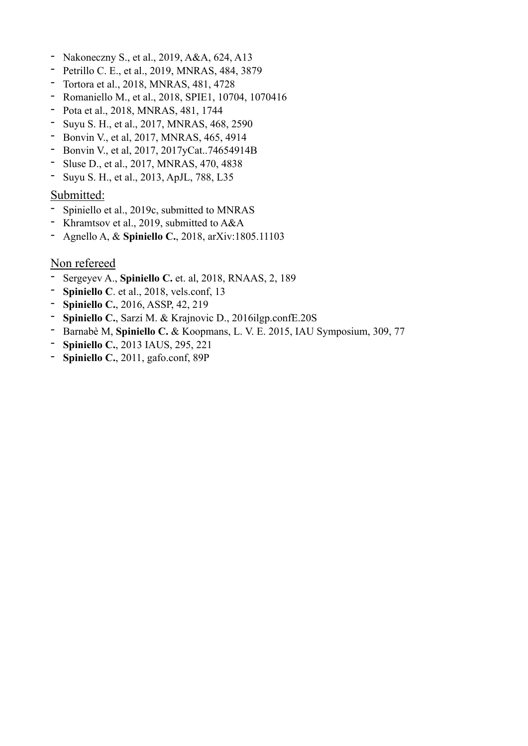- Nakoneczny S., et al., 2019, A&A, 624, A13
- Petrillo C. E., et al., 2019, MNRAS, 484, 3879
- Tortora et al., 2018, MNRAS, 481, 4728
- Romaniello M., et al., 2018, SPIE1, 10704, 1070416
- Pota et al., 2018, MNRAS, 481, 1744
- Suyu S. H., et al., 2017, MNRAS, 468, 2590
- Bonvin V., et al, 2017, MNRAS, 465, 4914
- Bonvin V., et al, 2017, 2017yCat..74654914B
- Sluse D., et al., 2017, MNRAS, 470, 4838
- Suyu S. H., et al., 2013, ApJL, 788, L35

Submitted:

- Spiniello et al., 2019c, submitted to MNRAS
- Khramtsov et al., 2019, submitted to A&A
- Agnello A, & **Spiniello C.**, 2018, arXiv:1805.11103

Non refereed

- Sergeyev A., **Spiniello C.** et. al, 2018, RNAAS, 2, 189
- **Spiniello C**. et al., 2018, vels.conf, 13
- **Spiniello C.**, 2016, ASSP, 42, 219
- **Spiniello C.**, Sarzi M. & Krajnovic D., 2016ilgp.confE.20S
- Barnabè M, **Spiniello C.** & Koopmans, L. V. E. 2015, IAU Symposium, 309, 77
- **Spiniello C.**, 2013 IAUS, 295, 221
- **Spiniello C.**, 2011, gafo.conf, 89P